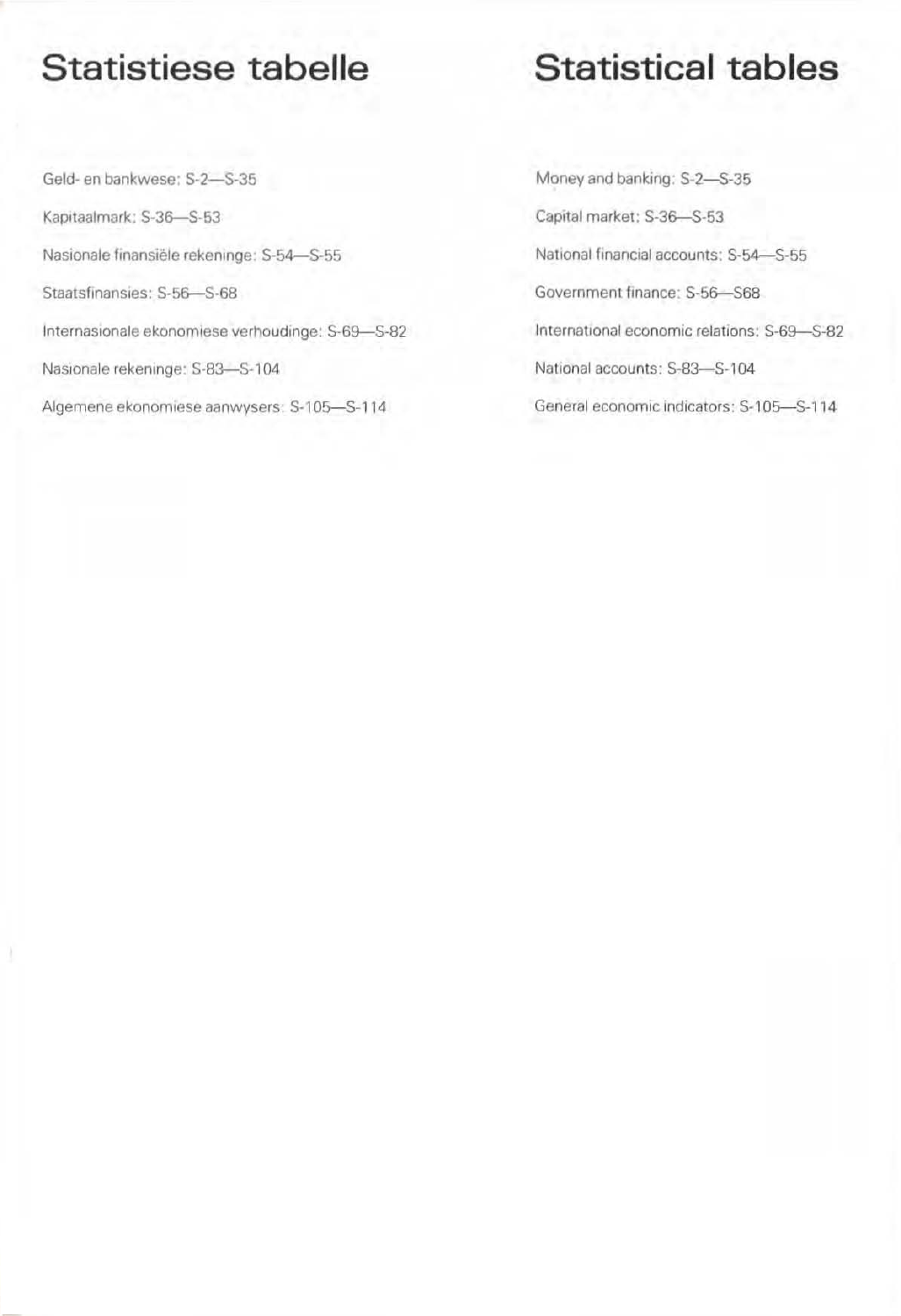# Statistiese tabelle

Geld- en bankwese: S-2—S-35

Kapitaalmark: S-36—S-53

Nasionale finansiële rekeninge: S-54—S-55

Staatsfinansies: S-56—S-68

Internasionale ekonomiese verhoudinge: S-69—S-82

Nasionale rekeninge: S-83—S-104

Algemene ekonomiese aanwysers: S-105—S-114

# Statistical tables

Money and banking: S-2—S-35

Capital market: S-36—S-53

National financial accounts: S-54—S-55

Government finance: S-56—S68

International economic relations: S-69—S-82

National accounts: S-83—S-104

General economic indicators: S-105—S-114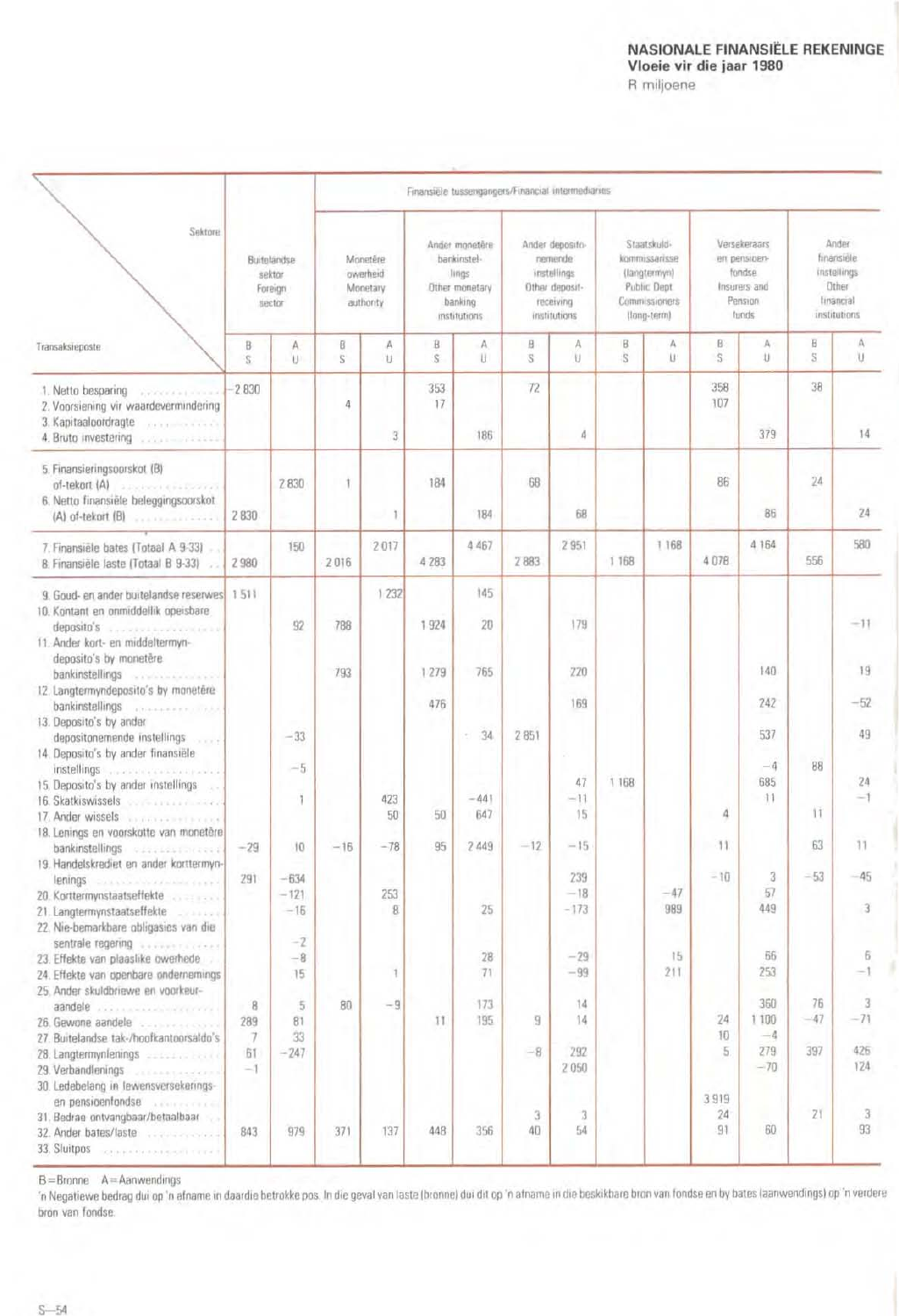# NASIONALE FINANSIËLE REKENINGE

**Vloeie vir die jaar 1980**

R miljoene

| Transaksieposte \ Sektore | Buitelandse sektor Foreign sector | | Finansiële tussengangers/Financial intermediaries | | | | | | | | | | | |
|---|---|---|---|---|---|---|---|---|---|---|---|---|---|---|
| | | | Monetêre owerheid Monetary authority | | Ander monetêre bankinstellings Other monetary banking institutions | | Ander depositonemende instellings Other deposit-receiving institutions | | Staatskuldkommissarisse (langtermyn) Public Dept Commissioners (long-term) | | Versekeraars en pensioenfondse Insurers and Pension funds | | Ander finansiële instellings Other financial institutions | |
| | B S | A U | B S | A U | B S | A U | B S | A U | B S | A U | B S | A U | B S | A U |
| 1. Netto besparing | −2 830 | | | | 353 | | 72 | | | | 358 | | 38 | |
| 2. Voorsiening vir waardevermindering | | | 4 | | 17 | | | | | | 107 | | | |
| 3. Kapitaaloordragte | | | | | | | | | | | | | | |
| 4. Bruto investering | | | | 3 | | 186 | | 4 | | | | 379 | | 14 |
| 5. Finansieringsoorskot (B) of-tekort (A) | | 2 830 | 1 | | 184 | | 68 | | | | 86 | | 24 | |
| 6. Netto finansiële beleggingsoorskot (A) of-tekort (B) | 2 830 | | | 1 | | 184 | | 68 | | | | 86 | | 24 |
| 7. Finansiële bates (Totaal A 9-33) | | 150 | | 2 017 | | 4 467 | | 2 951 | | 1 168 | | 4 164 | | 580 |
| 8. Finansiële laste (Totaal B 9-33) | 2 980 | | 2 016 | | 4 283 | | 2 883 | | 1 168 | | 4 078 | | 556 | |
| 9. Goud- en ander buitelandse reserwes | 1 511 | | | 1 232 | | 145 | | | | | | | | |
| 10. Kontant en onmiddellik opeisbare deposito's | | 92 | 788 | | 1 924 | 20 | | 179 | | | | | | −11 |
| 11. Ander kort- en middeltermyndeposito's by monetêre bankinstellings | | | 793 | | 1 279 | 765 | | 220 | | | | 140 | | 19 |
| 12. Langtermyndeposito's by monetêre bankinstellings | | | | | 476 | | | 169 | | | | 242 | | −52 |
| 13. Deposito's by ander depositonemende instellings | | −33 | | | | 34 | 2 851 | | | | | 537 | | 49 |
| 14. Deposito's by ander finansiële instellings | | −5 | | | | | | | | | | −4 | 88 | |
| 15. Deposito's by ander instellings | | | | | | | | 47 | 1 168 | | | 685 | | 24 |
| 16. Skatkiswissels | | 1 | | 423 | | −441 | | −11 | | | | 11 | | −1 |
| 17. Ander wissels | | | | 50 | 50 | 647 | | 15 | | | 4 | | 11 | |
| 18. Lenings en voorskotte van monetêre bankinstellings | −29 | 10 | −16 | −78 | 95 | 2 449 | −12 | −15 | | | 11 | | 63 | 11 |
| 19. Handelskrediet en ander korttermynlenings | 291 | −634 | | | | | | 239 | | | −10 | 3 | −53 | −45 |
| 20. Korttermynstaatseffekte | | −121 | | 253 | | | | −18 | | −47 | | 57 | | |
| 21. Langtermynstaatseffekte | | −16 | | 8 | | 25 | | −173 | | 989 | | 449 | | 3 |
| 22. Nie-bemarkbare obligasies van die sentrale regering | | −2 | | | | | | | | | | | | |
| 23. Effekte van plaaslike owerhede | | −8 | | | | 28 | | −29 | | 15 | | 66 | | 6 |
| 24. Effekte van openbare ondernemings | | 15 | | 1 | | 71 | | −99 | | 211 | | 253 | | −1 |
| 25. Ander skuldbriewe en voorkeuraandele | 8 | 5 | 80 | −9 | | 173 | | 14 | | | | 360 | 76 | 3 |
| 26. Gewone aandele | 289 | 81 | | | 11 | 195 | 9 | 14 | | | 24 | 1 100 | −47 | −71 |
| 27. Buitelandse tak-/hoofkantoorsaldo's | 7 | 33 | | | | | | | | | 10 | −4 | | |
| 28. Langtermynlenings | 61 | −247 | | | | | −8 | 292 | | | 5 | 279 | 397 | 426 |
| 29. Verbandlenings | −1 | | | | | | | 2 050 | | | | −70 | | 124 |
| 30. Ledebelang in lewensversekerings- en pensioenfondse | | | | | | | | | | | 3 919 | | | |
| 31. Bedrae ontvangbaar/betaalbaar | | | | | | | 3 | 3 | | | 24 | | 21 | 3 |
| 32. Ander bates/laste | 843 | 979 | 371 | 137 | 448 | 356 | 40 | 54 | | | 91 | 60 | | 93 |
| 33. Sluitpos | | | | | | | | | | | | | | |

B = Bronne A = Aanwendings

'n Negatiewe bedrag dui op 'n afname in daardie betrokke pos. In die geval van laste (bronne) dui dit op 'n afname in die beskikbare bron van fondse en by bates (aanwendings) op 'n verdere bron van fondse.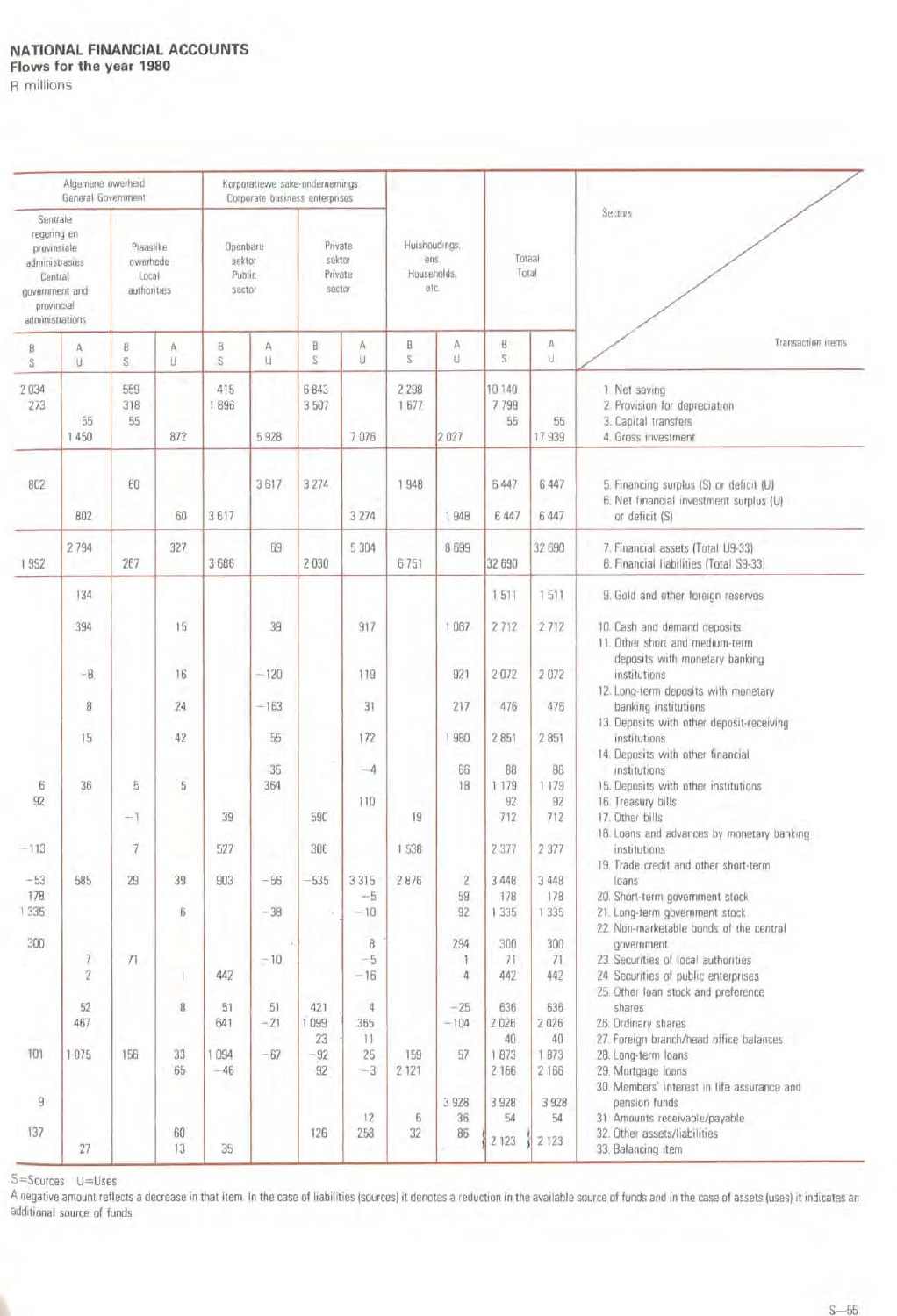# NATIONAL FINANCIAL ACCOUNTS

**Flows for the year 1980**

R millions

| Algemene owerheid / General Government: Sentrale regering en provinsiale administrasies / Central government and provincial administrations | | Plaaslike owerhede / Local authorities | | Korporatiewe sake-ondernemings / Corporate business enterprises: Openbare sektor / Public sector | | Private sektor / Private sector | | Huishoudings, ens. / Households, etc. | | Totaal / Total | | Sectors / Transaction items |
|---|---|---|---|---|---|---|---|---|---|---|---|---|
| B / S | A / U | B / S | A / U | B / S | A / U | B / S | A / U | B / S | A / U | B / S | A / U | |
| 2 034 | | 559 | | 415 | | 6 843 | | 2 298 | | 10 140 | | 1. Net saving |
| 273 | | 318 | | 1 896 | | 3 507 | | 1 677 | | 7 799 | | 2. Provision for depreciation |
| | 55 | 55 | | | | | | | | 55 | 55 | 3. Capital transfers |
| | 1 450 | | 872 | | 5 928 | | 7 076 | | 2 027 | | 17 939 | 4. Gross investment |
| 802 | | 60 | | | 3 617 | 3 274 | | 1 948 | | 6 447 | 6 447 | 5. Financing surplus (S) or deficit (U) |
| | 802 | | 60 | 3 617 | | | 3 274 | | 1 948 | 6 447 | 6 447 | 6. Net financial investment surplus (U) or deficit (S) |
| | 2 794 | | 327 | | 69 | | 5 304 | | 8 699 | | 32 690 | 7. Financial assets (Total U9-33) |
| 1 992 | | 267 | | 3 686 | | 2 030 | | 6 751 | | 32 690 | | 8. Financial liabilities (Total S9-33) |
| | 134 | | | | | | | | | 1 511 | 1 511 | 9. Gold and other foreign reserves |
| | 394 | | 15 | | 39 | | 917 | | 1 067 | 2 712 | 2 712 | 10. Cash and demand deposits |
| | -8 | | 16 | | -120 | | 119 | | 921 | 2 072 | 2 072 | 11. Other short and medium-term deposits with monetary banking institutions |
| | 8 | | 24 | | -163 | | 31 | | 217 | 476 | 476 | 12. Long-term deposits with monetary banking institutions |
| | 15 | | 42 | | 55 | | 172 | | 1 980 | 2 851 | 2 851 | 13. Deposits with other deposit-receiving institutions |
| | | | | | 35 | | -4 | | 66 | 88 | 88 | 14. Deposits with other financial institutions |
| 6 | 36 | 5 | 5 | | 364 | | | | 18 | 1 179 | 1 179 | 15. Deposits with other institutions |
| 92 | | | | | | | 110 | | | 92 | 92 | 16. Treasury bills |
| | | -1 | | 39 | | 590 | | 19 | | 712 | 712 | 17. Other bills |
| -113 | | 7 | | 527 | | 306 | | 1 538 | | 2 377 | 2 377 | 18. Loans and advances by monetary banking institutions |
| -53 | 585 | 29 | 39 | 903 | -56 | -535 | 3 315 | 2 876 | 2 | 3 448 | 3 448 | 19. Trade credit and other short-term loans |
| 178 | | | | | | | -5 | | 59 | 178 | 178 | 20. Short-term government stock |
| 1 335 | | | 6 | | -38 | | -10 | | 92 | 1 335 | 1 335 | 21. Long-term government stock |
| 300 | | | | | | | 8 | | 294 | 300 | 300 | 22. Non-marketable bonds of the central government |
| | 7 | 71 | | | -10 | | -5 | | 1 | 71 | 71 | 23. Securities of local authorities |
| | 2 | | 1 | 442 | | | -16 | | 4 | 442 | 442 | 24. Securities of public enterprises |
| | 52 | | 8 | 51 | 51 | 421 | 4 | | -25 | 636 | 636 | 25. Other loan stock and preference shares |
| | 467 | | | 641 | -21 | 1 099 | 365 | | -104 | 2 026 | 2 026 | 26. Ordinary shares |
| | | | | | | 23 | 11 | | | 40 | 40 | 27. Foreign branch/head office balances |
| 101 | 1 075 | 156 | 33 | 1 094 | -67 | -92 | 25 | 159 | 57 | 1 873 | 1 873 | 28. Long-term loans |
| | | | 65 | -46 | | 92 | -3 | 2 121 | | 2 166 | 2 166 | 29. Mortgage loans |
| 9 | | | | | | | | | 3 928 | 3 928 | 3 928 | 30. Members' interest in life assurance and pension funds |
| | | | | | | | 12 | 6 | 36 | 54 | 54 | 31. Amounts receivable/payable |
| 137 | | | 60 | | | 126 | 258 | 32 | 86 | 2 123 | 2 123 | 32. Other assets/liabilities |
| | 27 | | 13 | 35 | | | | | | | | 33. Balancing item |

S=Sources U=Uses

A negative amount reflects a decrease in that item. In the case of liabilities (sources) it denotes a reduction in the available source of funds and in the case of assets (uses) it indicates an additional source of funds.